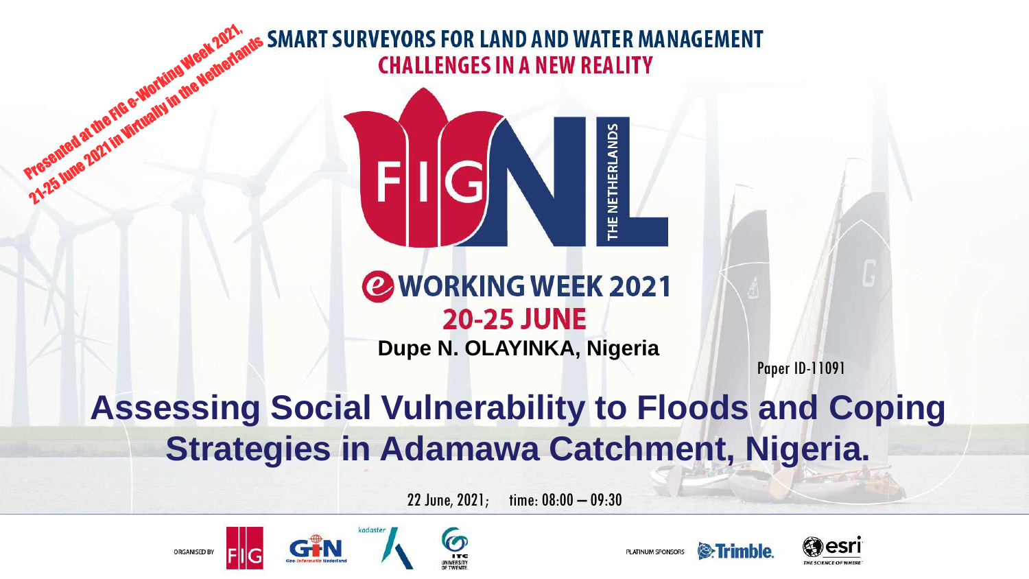Presented at the FIG e-Working Week 2021, 21-25 June 2021 in Virtually in the Netherlands

SMART SURVEYORS FOR LAND AND WATER MANAGEMENT
CHALLENGES IN A NEW REALITY

FIG NL THE NETHERLANDS

e WORKING WEEK 2021
20-25 JUNE

**Dupe N. OLAYINKA, Nigeria**

Paper ID-11091

# Assessing Social Vulnerability to Floods and Coping Strategies in Adamawa Catchment, Nigeria.

22 June, 2021; time: 08:00 – 09:30

ORGANISED BY FIG GIN kadaster ITC UNIVERSITY OF TWENTE

PLATINUM SPONSORS Trimble. esri THE SCIENCE OF WHERE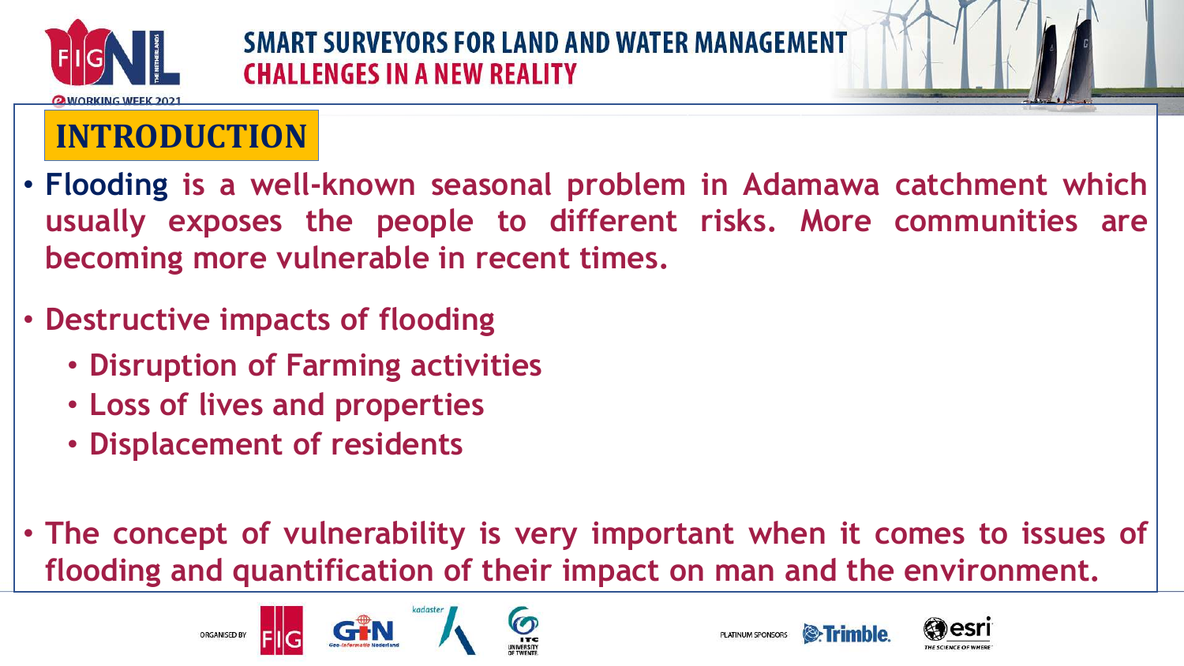## INTRODUCTION

- **Flooding** is a well-known seasonal problem in Adamawa catchment which usually exposes the people to different risks. More communities are becoming more vulnerable in recent times.
- Destructive impacts of flooding
  - Disruption of Farming activities
  - Loss of lives and properties
  - Displacement of residents
- The concept of vulnerability is very important when it comes to issues of flooding and quantification of their impact on man and the environment.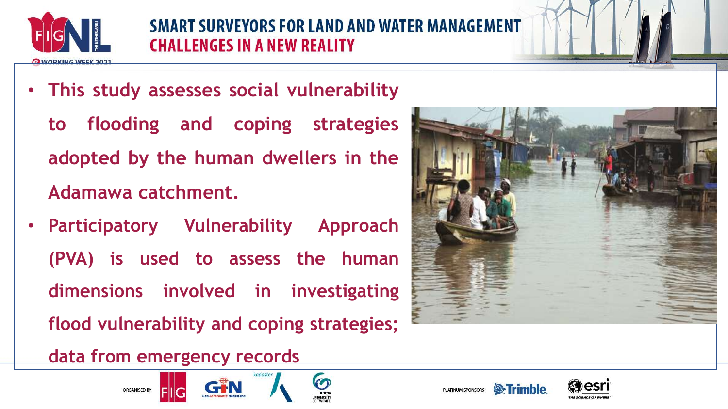- This study assesses social vulnerability to flooding and coping strategies adopted by the human dwellers in the Adamawa catchment.
- Participatory Vulnerability Approach (PVA) is used to assess the human dimensions involved in investigating flood vulnerability and coping strategies; data from emergency records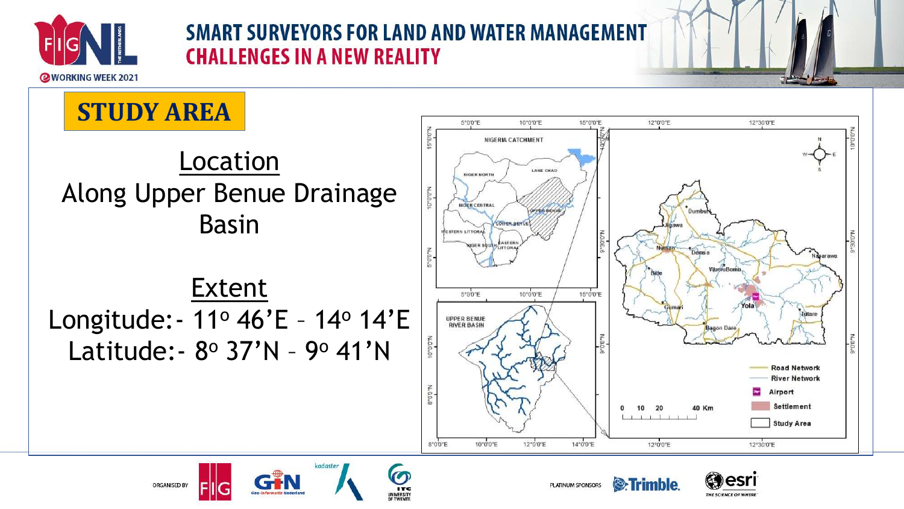# STUDY AREA

## Location

Along Upper Benue Drainage Basin

## Extent

Longitude:- 11º 46'E – 14º 14'E

Latitude:- 8º 37'N – 9º 41'N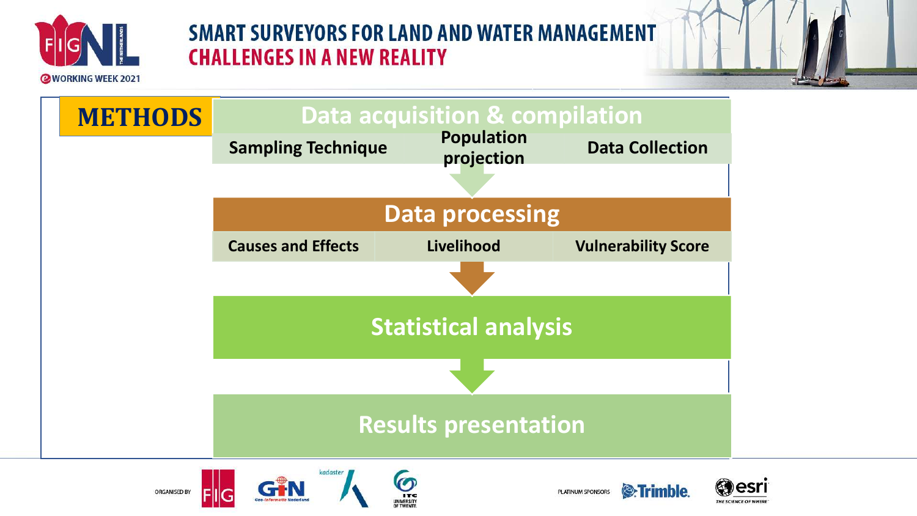## METHODS

### Data acquisition & compilation

- Sampling Technique
- Population projection
- Data Collection

### Data processing

- Causes and Effects
- Livelihood
- Vulnerability Score

### Statistical analysis

### Results presentation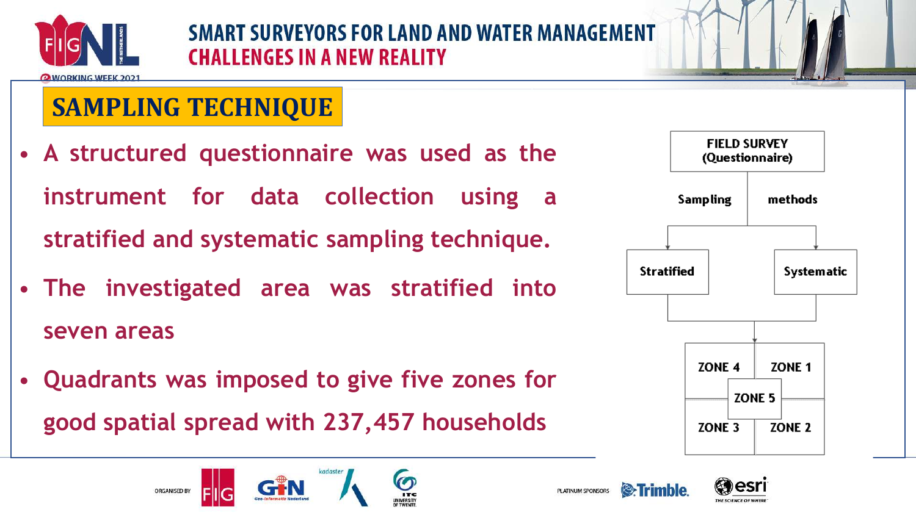## SAMPLING TECHNIQUE

- A structured questionnaire was used as the instrument for data collection using a stratified and systematic sampling technique.
- The investigated area was stratified into seven areas
- Quadrants was imposed to give five zones for good spatial spread with 237,457 households

FIELD SURVEY (Questionnaire)

Sampling methods

Stratified

Systematic

ZONE 4 | ZONE 1 | ZONE 5 | ZONE 3 | ZONE 2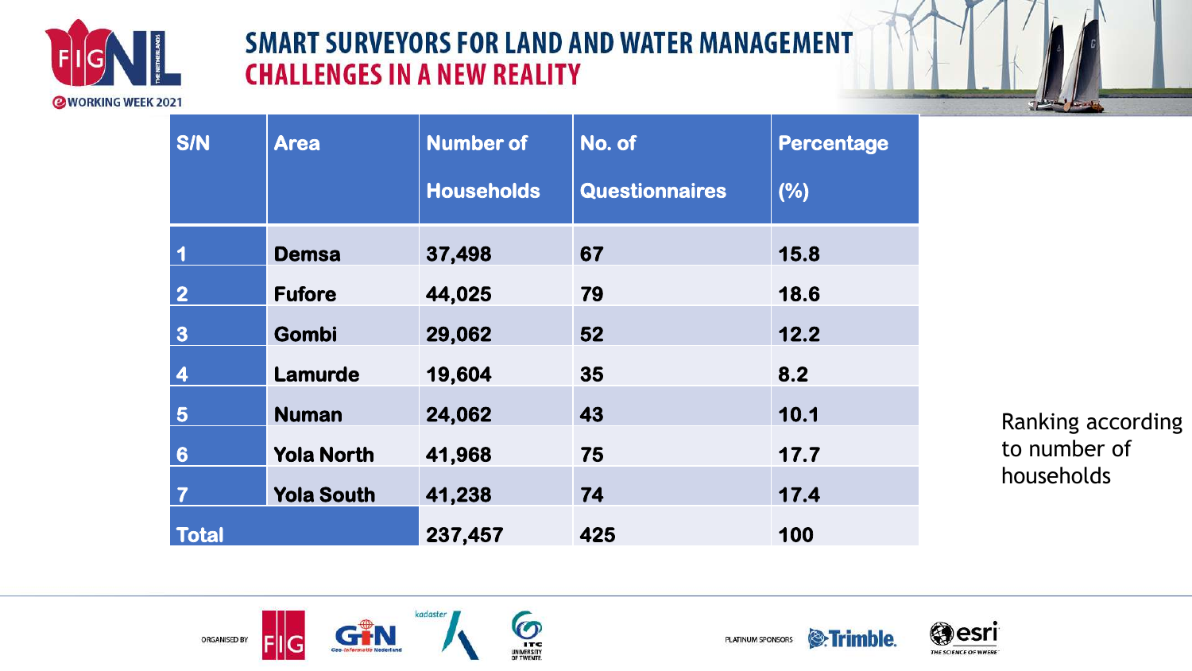| S/N | Area | Number of Households | No. of Questionnaires | Percentage (%) |
|---|---|---|---|---|
| 1 | Demsa | 37,498 | 67 | 15.8 |
| 2 | Fufore | 44,025 | 79 | 18.6 |
| 3 | Gombi | 29,062 | 52 | 12.2 |
| 4 | Lamurde | 19,604 | 35 | 8.2 |
| 5 | Numan | 24,062 | 43 | 10.1 |
| 6 | Yola North | 41,968 | 75 | 17.7 |
| 7 | Yola South | 41,238 | 74 | 17.4 |
| Total | | 237,457 | 425 | 100 |

Ranking according to number of households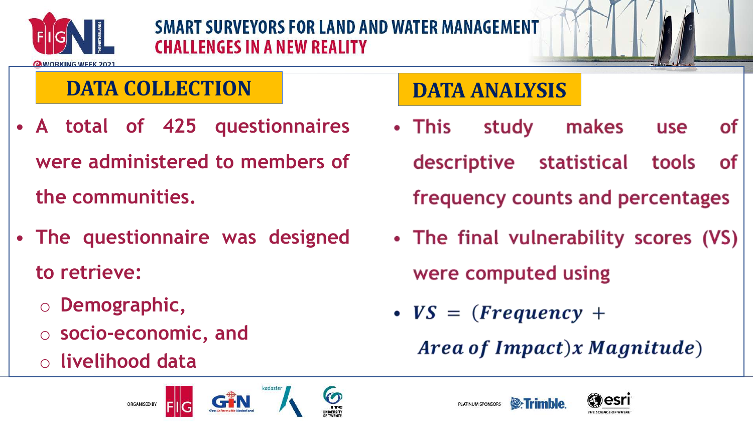## DATA COLLECTION

- A total of 425 questionnaires were administered to members of the communities.
- The questionnaire was designed to retrieve:
  - Demographic,
  - socio-economic, and
  - livelihood data

## DATA ANALYSIS

- This study makes use of descriptive statistical tools of frequency counts and percentages
- The final vulnerability scores (VS) were computed using
- $VS = (Frequency + Area\ of\ Impact) x\ Magnitude)$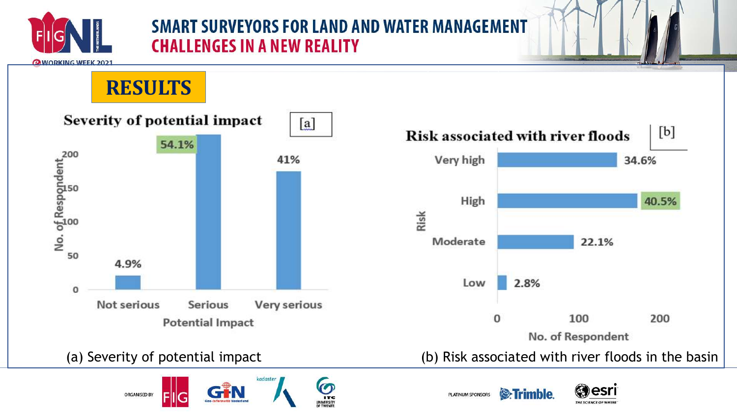## RESULTS

**Severity of potential impact** [a]

| Potential Impact | % of Respondents |
| --- | --- |
| Not serious | 4.9% |
| Serious | 54.1% |
| Very serious | 41% |

(a) Severity of potential impact

**Risk associated with river floods** [b]

| Risk | % of Respondents |
| --- | --- |
| Very high | 34.6% |
| High | 40.5% |
| Moderate | 22.1% |
| Low | 2.8% |

(b) Risk associated with river floods in the basin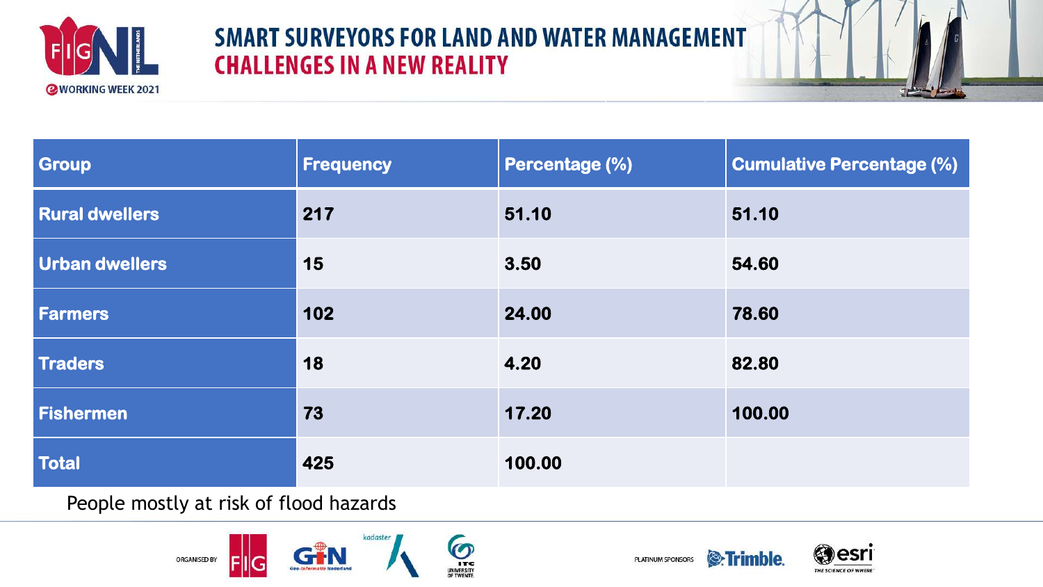| Group | Frequency | Percentage (%) | Cumulative Percentage (%) |
| --- | --- | --- | --- |
| Rural dwellers | 217 | 51.10 | 51.10 |
| Urban dwellers | 15 | 3.50 | 54.60 |
| Farmers | 102 | 24.00 | 78.60 |
| Traders | 18 | 4.20 | 82.80 |
| Fishermen | 73 | 17.20 | 100.00 |
| Total | 425 | 100.00 | |

People mostly at risk of flood hazards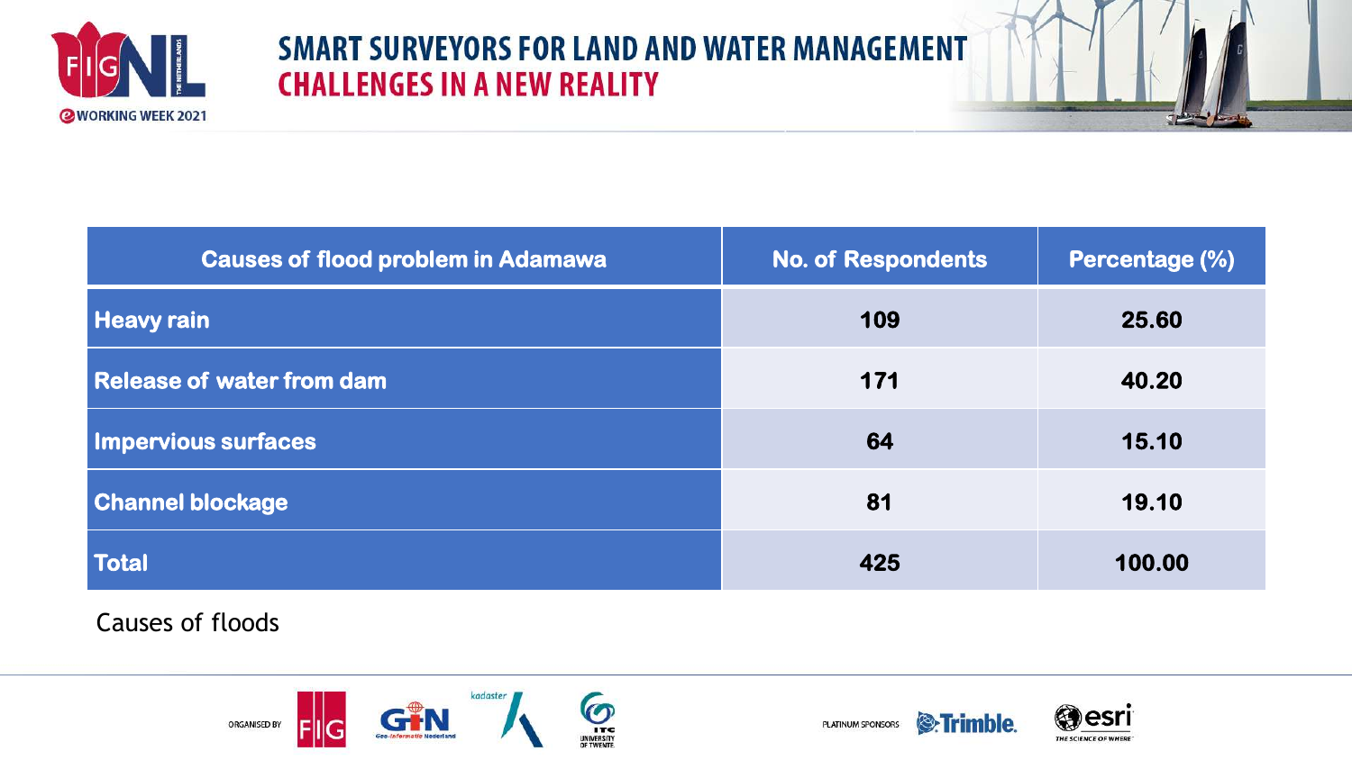| Causes of flood problem in Adamawa | No. of Respondents | Percentage (%) |
|---|---|---|
| Heavy rain | 109 | 25.60 |
| Release of water from dam | 171 | 40.20 |
| Impervious surfaces | 64 | 15.10 |
| Channel blockage | 81 | 19.10 |
| Total | 425 | 100.00 |

Causes of floods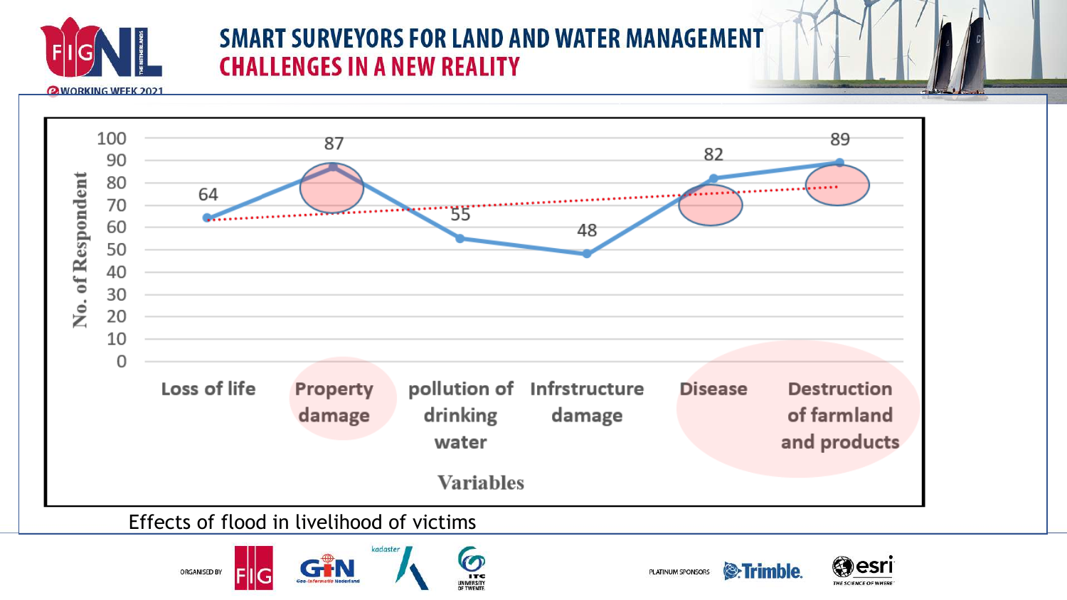# SMART SURVEYORS FOR LAND AND WATER MANAGEMENT
## CHALLENGES IN A NEW REALITY

| Variables | No. of Respondent |
|---|---|
| Loss of life | 64 |
| Property damage | 87 |
| pollution of drinking water | 55 |
| Infrstructure damage | 48 |
| Disease | 82 |
| Destruction of farmland and products | 89 |

Effects of flood in livelihood of victims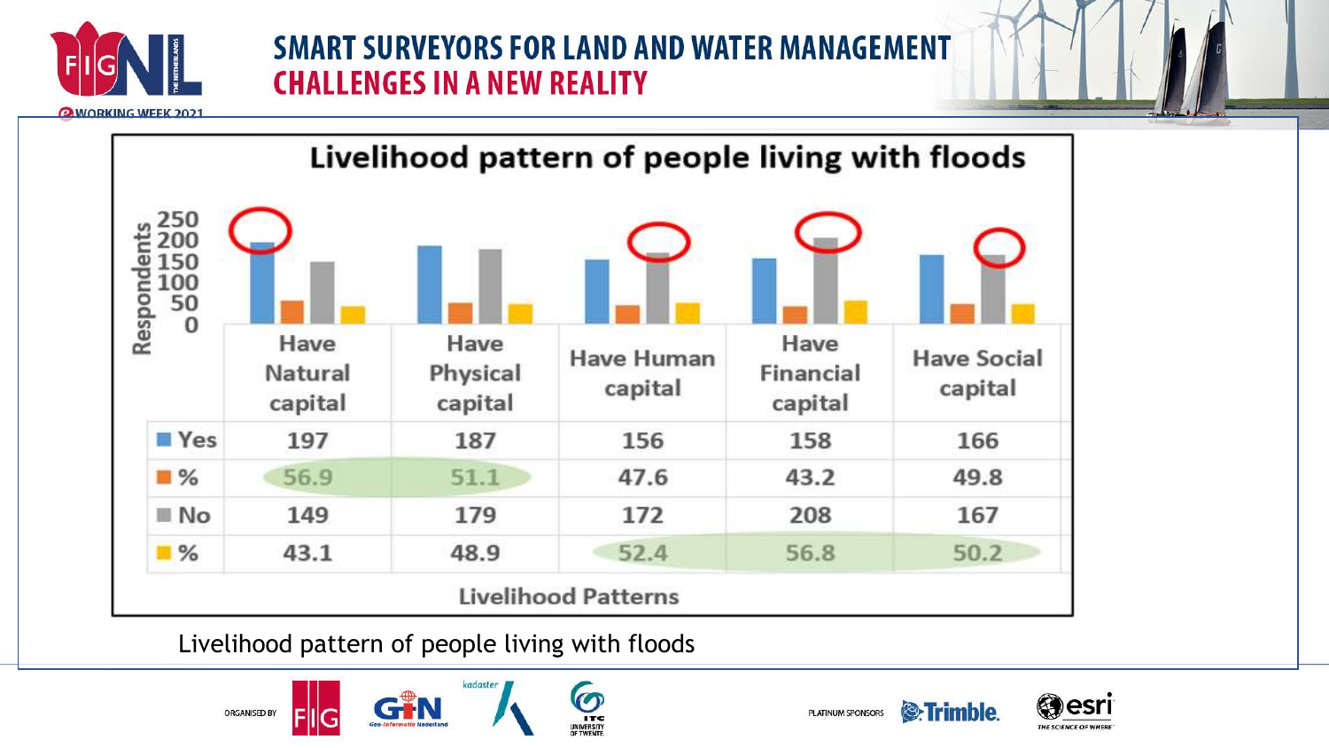## Livelihood pattern of people living with floods

| | Have Natural capital | Have Physical capital | Have Human capital | Have Financial capital | Have Social capital |
|---|---|---|---|---|---|
| Yes | 197 | 187 | 156 | 158 | 166 |
| % | 56.9 | 51.1 | 47.6 | 43.2 | 49.8 |
| No | 149 | 179 | 172 | 208 | 167 |
| % | 43.1 | 48.9 | 52.4 | 56.8 | 50.2 |

Livelihood Patterns

Livelihood pattern of people living with floods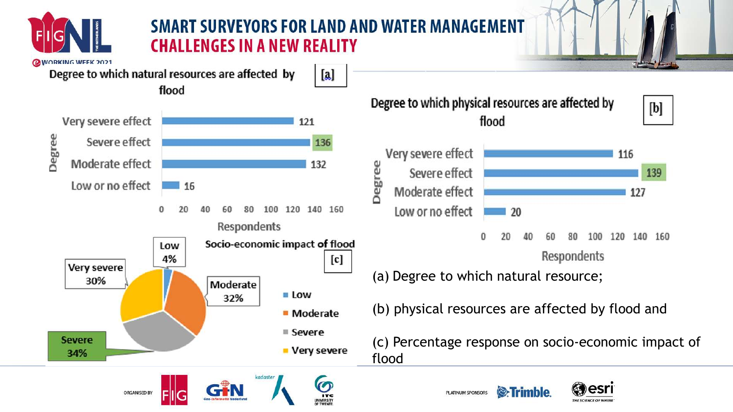## Degree to which natural resources are affected by flood [a]

| Degree | Respondents |
|---|---|
| Very severe effect | 121 |
| Severe effect | 136 |
| Moderate effect | 132 |
| Low or no effect | 16 |

## Degree to which physical resources are affected by flood [b]

| Degree | Respondents |
|---|---|
| Very severe effect | 116 |
| Severe effect | 139 |
| Moderate effect | 127 |
| Low or no effect | 20 |

## Socio-economic impact of flood [c]

| Impact | Percentage |
|---|---|
| Low | 4% |
| Moderate | 32% |
| Severe | 34% |
| Very severe | 30% |

(a) Degree to which natural resource;

(b) physical resources are affected by flood and

(c) Percentage response on socio-economic impact of flood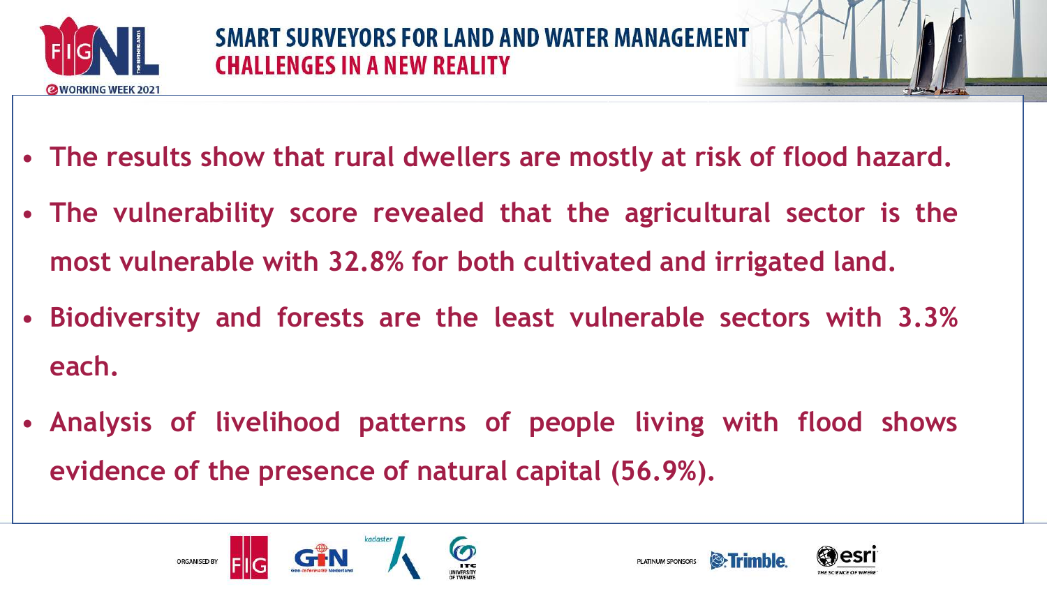- **The results show that rural dwellers are mostly at risk of flood hazard.**
- **The vulnerability score revealed that the agricultural sector is the most vulnerable with 32.8% for both cultivated and irrigated land.**
- **Biodiversity and forests are the least vulnerable sectors with 3.3% each.**
- **Analysis of livelihood patterns of people living with flood shows evidence of the presence of natural capital (56.9%).**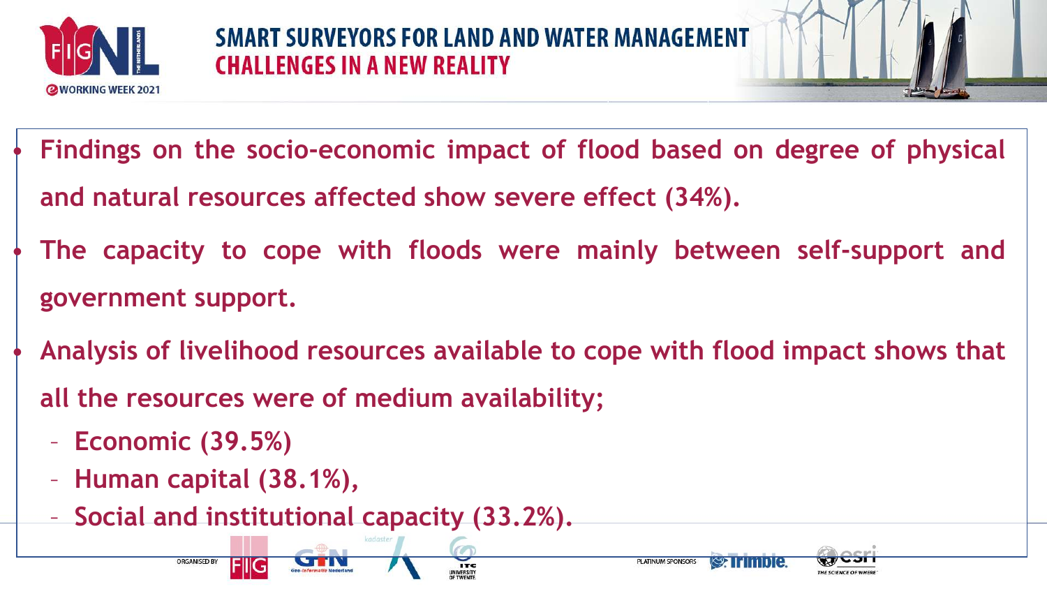- Findings on the socio-economic impact of flood based on degree of physical and natural resources affected show severe effect (34%).
- The capacity to cope with floods were mainly between self-support and government support.
- Analysis of livelihood resources available to cope with flood impact shows that all the resources were of medium availability;
  - Economic (39.5%)
  - Human capital (38.1%),
  - Social and institutional capacity (33.2%).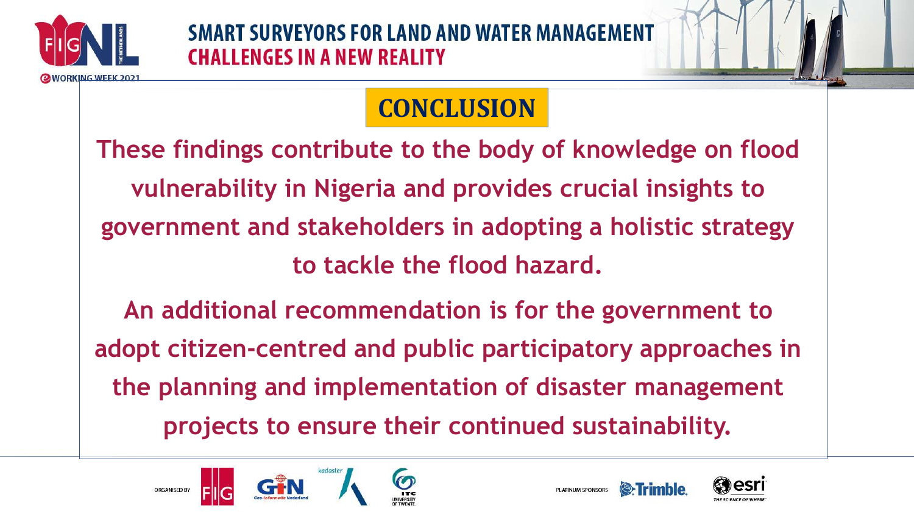# CONCLUSION

These findings contribute to the body of knowledge on flood vulnerability in Nigeria and provides crucial insights to government and stakeholders in adopting a holistic strategy to tackle the flood hazard.

An additional recommendation is for the government to adopt citizen-centred and public participatory approaches in the planning and implementation of disaster management projects to ensure their continued sustainability.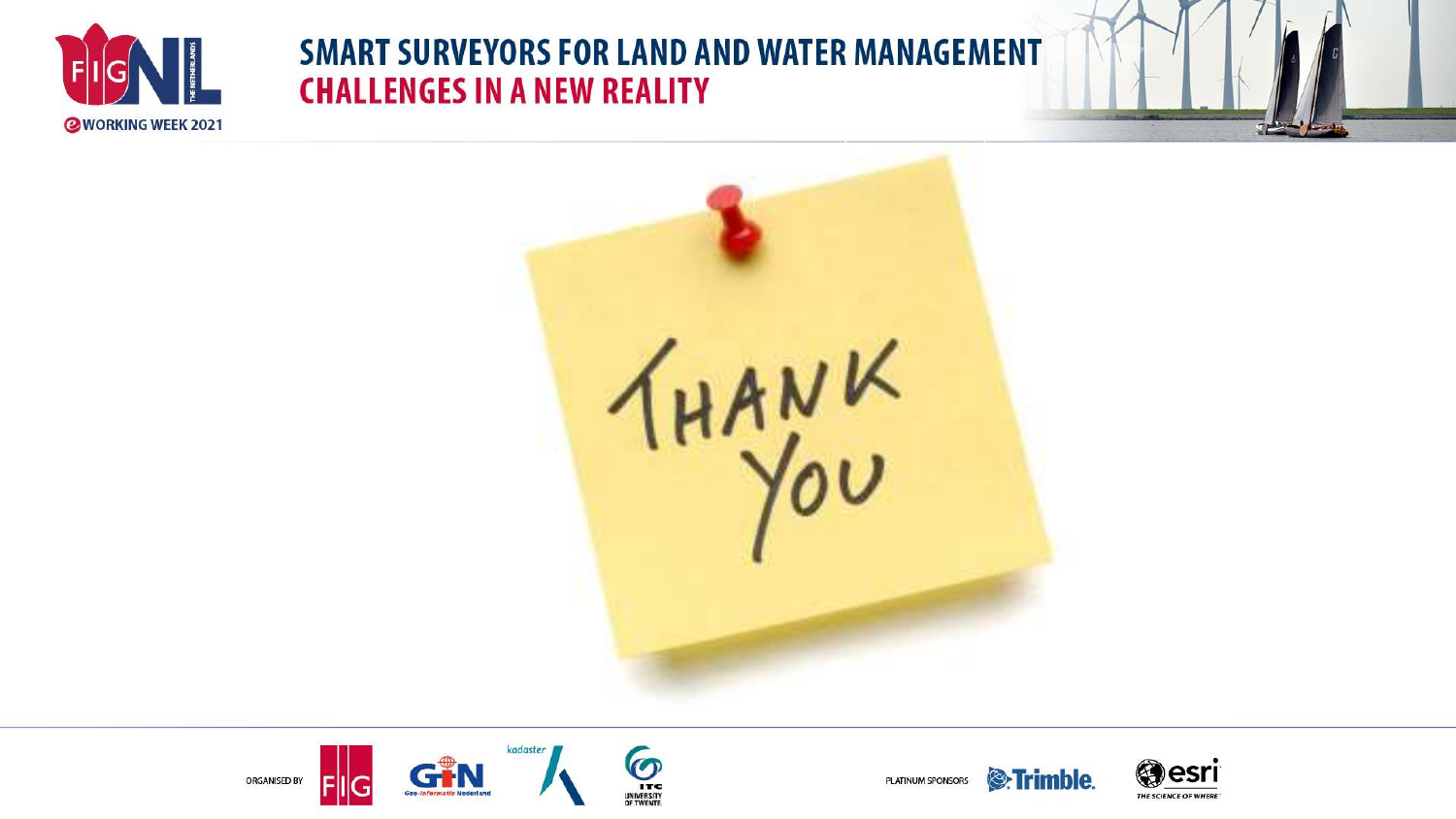THANK YOU